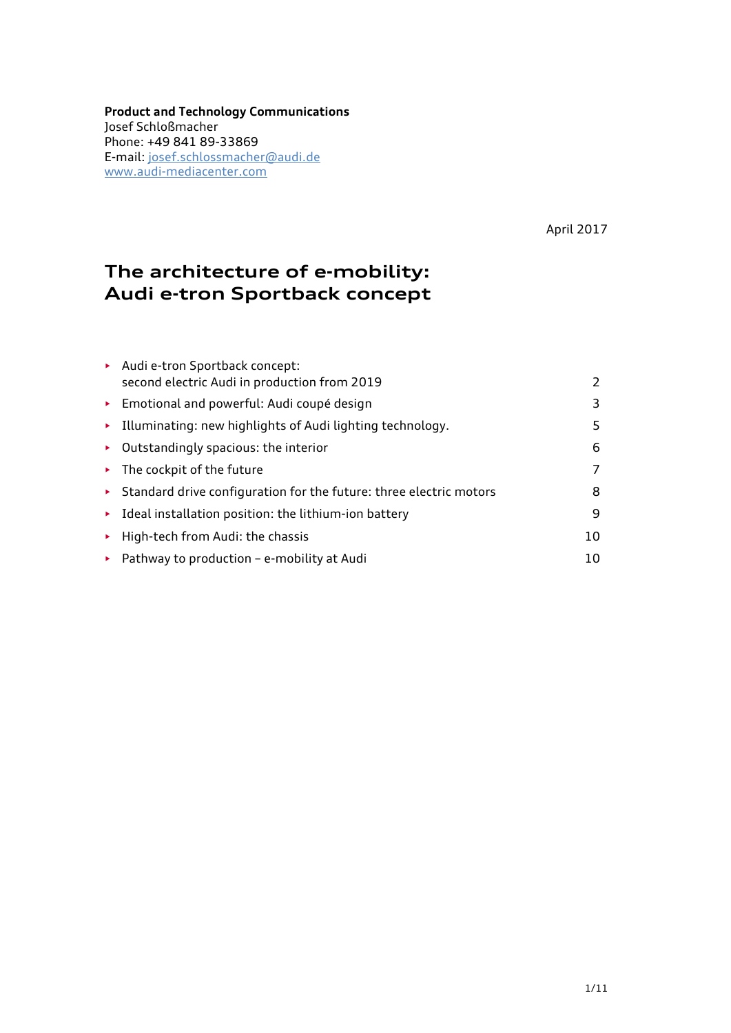**Product and Technology Communications**
Josef Schloßmacher
Phone: +49 841 89-33869
E-mail: [josef.schlossmacher@audi.de](mailto:josef.schlossmacher@audi.de)
[www.audi-mediacenter.com](http://www.audi-mediacenter.com)

April 2017

# The architecture of e-mobility: Audi e-tron Sportback concept

| | |
|---|---|
| ▸ Audi e-tron Sportback concept: second electric Audi in production from 2019 | 2 |
| ▸ Emotional and powerful: Audi coupé design | 3 |
| ▸ Illuminating: new highlights of Audi lighting technology. | 5 |
| ▸ Outstandingly spacious: the interior | 6 |
| ▸ The cockpit of the future | 7 |
| ▸ Standard drive configuration for the future: three electric motors | 8 |
| ▸ Ideal installation position: the lithium-ion battery | 9 |
| ▸ High-tech from Audi: the chassis | 10 |
| ▸ Pathway to production – e-mobility at Audi | 10 |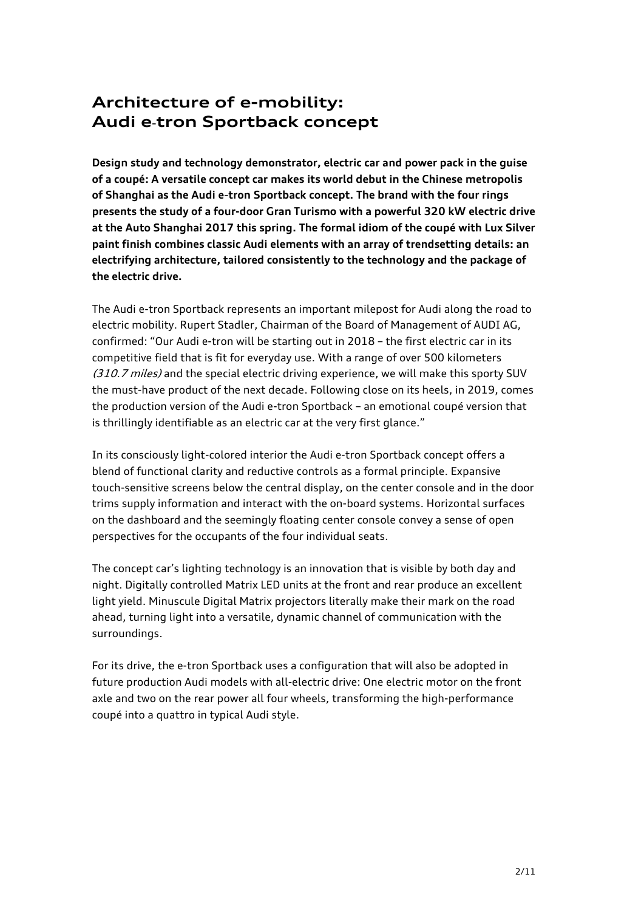# Architecture of e-mobility:
# Audi e-tron Sportback concept

**Design study and technology demonstrator, electric car and power pack in the guise of a coupé: A versatile concept car makes its world debut in the Chinese metropolis of Shanghai as the Audi e-tron Sportback concept. The brand with the four rings presents the study of a four-door Gran Turismo with a powerful 320 kW electric drive at the Auto Shanghai 2017 this spring. The formal idiom of the coupé with Lux Silver paint finish combines classic Audi elements with an array of trendsetting details: an electrifying architecture, tailored consistently to the technology and the package of the electric drive.**

The Audi e-tron Sportback represents an important milepost for Audi along the road to electric mobility. Rupert Stadler, Chairman of the Board of Management of AUDI AG, confirmed: "Our Audi e-tron will be starting out in 2018 – the first electric car in its competitive field that is fit for everyday use. With a range of over 500 kilometers *(310.7 miles)* and the special electric driving experience, we will make this sporty SUV the must-have product of the next decade. Following close on its heels, in 2019, comes the production version of the Audi e-tron Sportback – an emotional coupé version that is thrillingly identifiable as an electric car at the very first glance."

In its consciously light-colored interior the Audi e-tron Sportback concept offers a blend of functional clarity and reductive controls as a formal principle. Expansive touch-sensitive screens below the central display, on the center console and in the door trims supply information and interact with the on-board systems. Horizontal surfaces on the dashboard and the seemingly floating center console convey a sense of open perspectives for the occupants of the four individual seats.

The concept car's lighting technology is an innovation that is visible by both day and night. Digitally controlled Matrix LED units at the front and rear produce an excellent light yield. Minuscule Digital Matrix projectors literally make their mark on the road ahead, turning light into a versatile, dynamic channel of communication with the surroundings.

For its drive, the e-tron Sportback uses a configuration that will also be adopted in future production Audi models with all-electric drive: One electric motor on the front axle and two on the rear power all four wheels, transforming the high-performance coupé into a quattro in typical Audi style.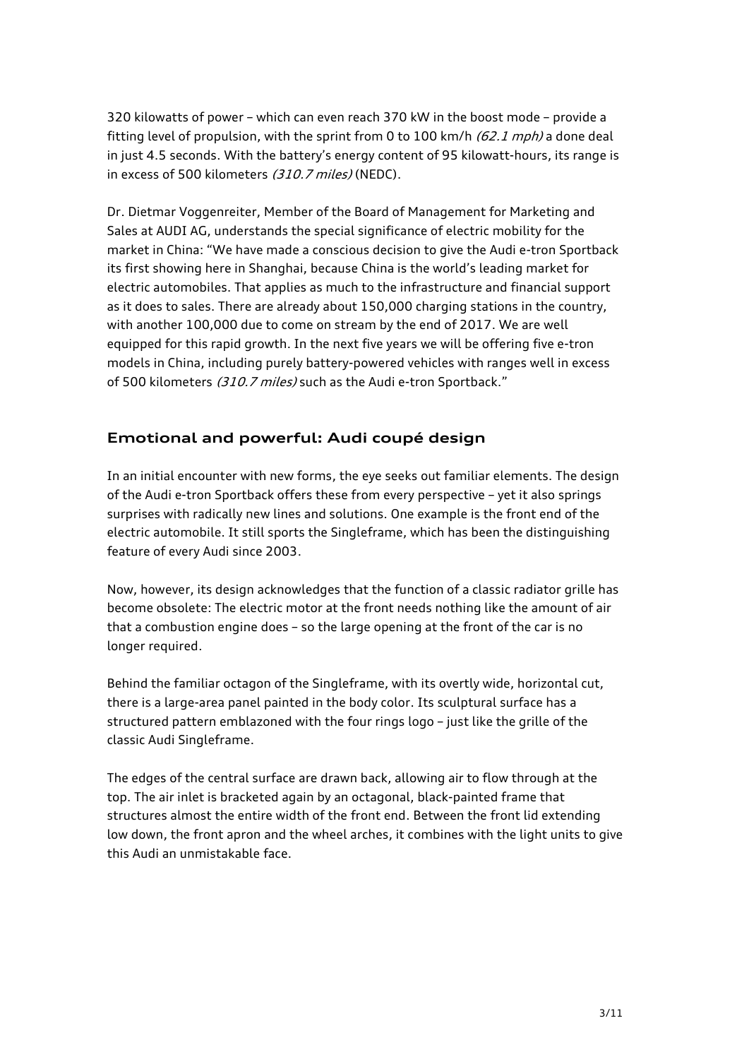320 kilowatts of power – which can even reach 370 kW in the boost mode – provide a fitting level of propulsion, with the sprint from 0 to 100 km/h *(62.1 mph)* a done deal in just 4.5 seconds. With the battery's energy content of 95 kilowatt-hours, its range is in excess of 500 kilometers *(310.7 miles)* (NEDC).

Dr. Dietmar Voggenreiter, Member of the Board of Management for Marketing and Sales at AUDI AG, understands the special significance of electric mobility for the market in China: "We have made a conscious decision to give the Audi e-tron Sportback its first showing here in Shanghai, because China is the world's leading market for electric automobiles. That applies as much to the infrastructure and financial support as it does to sales. There are already about 150,000 charging stations in the country, with another 100,000 due to come on stream by the end of 2017. We are well equipped for this rapid growth. In the next five years we will be offering five e-tron models in China, including purely battery-powered vehicles with ranges well in excess of 500 kilometers *(310.7 miles)* such as the Audi e-tron Sportback."

## Emotional and powerful: Audi coupé design

In an initial encounter with new forms, the eye seeks out familiar elements. The design of the Audi e-tron Sportback offers these from every perspective – yet it also springs surprises with radically new lines and solutions. One example is the front end of the electric automobile. It still sports the Singleframe, which has been the distinguishing feature of every Audi since 2003.

Now, however, its design acknowledges that the function of a classic radiator grille has become obsolete: The electric motor at the front needs nothing like the amount of air that a combustion engine does – so the large opening at the front of the car is no longer required.

Behind the familiar octagon of the Singleframe, with its overtly wide, horizontal cut, there is a large-area panel painted in the body color. Its sculptural surface has a structured pattern emblazoned with the four rings logo – just like the grille of the classic Audi Singleframe.

The edges of the central surface are drawn back, allowing air to flow through at the top. The air inlet is bracketed again by an octagonal, black-painted frame that structures almost the entire width of the front end. Between the front lid extending low down, the front apron and the wheel arches, it combines with the light units to give this Audi an unmistakable face.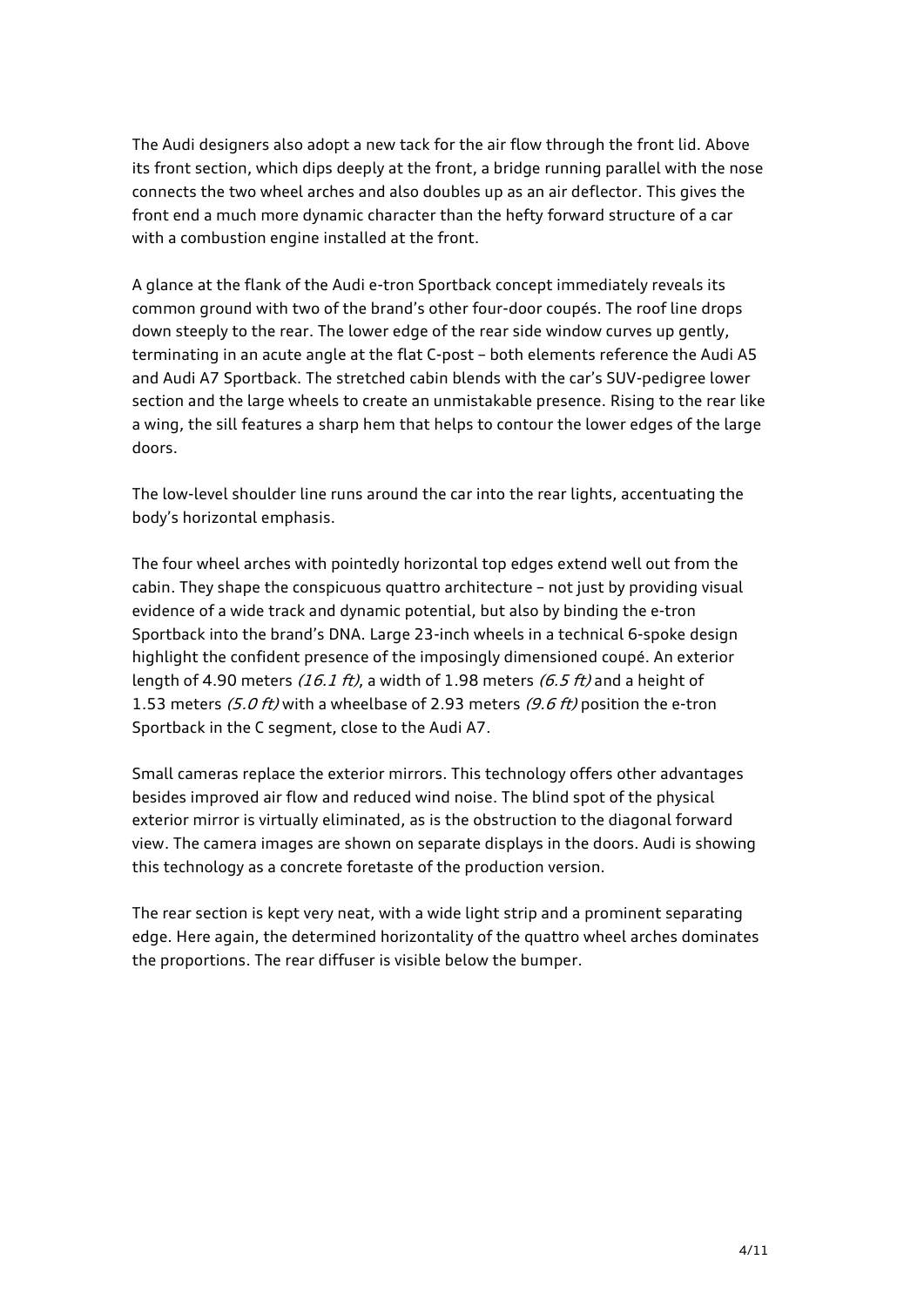The Audi designers also adopt a new tack for the air flow through the front lid. Above its front section, which dips deeply at the front, a bridge running parallel with the nose connects the two wheel arches and also doubles up as an air deflector. This gives the front end a much more dynamic character than the hefty forward structure of a car with a combustion engine installed at the front.

A glance at the flank of the Audi e-tron Sportback concept immediately reveals its common ground with two of the brand's other four-door coupés. The roof line drops down steeply to the rear. The lower edge of the rear side window curves up gently, terminating in an acute angle at the flat C-post – both elements reference the Audi A5 and Audi A7 Sportback. The stretched cabin blends with the car's SUV-pedigree lower section and the large wheels to create an unmistakable presence. Rising to the rear like a wing, the sill features a sharp hem that helps to contour the lower edges of the large doors.

The low-level shoulder line runs around the car into the rear lights, accentuating the body's horizontal emphasis.

The four wheel arches with pointedly horizontal top edges extend well out from the cabin. They shape the conspicuous quattro architecture – not just by providing visual evidence of a wide track and dynamic potential, but also by binding the e-tron Sportback into the brand's DNA. Large 23-inch wheels in a technical 6-spoke design highlight the confident presence of the imposingly dimensioned coupé. An exterior length of 4.90 meters *(16.1 ft)*, a width of 1.98 meters *(6.5 ft)* and a height of 1.53 meters *(5.0 ft)* with a wheelbase of 2.93 meters *(9.6 ft)* position the e-tron Sportback in the C segment, close to the Audi A7.

Small cameras replace the exterior mirrors. This technology offers other advantages besides improved air flow and reduced wind noise. The blind spot of the physical exterior mirror is virtually eliminated, as is the obstruction to the diagonal forward view. The camera images are shown on separate displays in the doors. Audi is showing this technology as a concrete foretaste of the production version.

The rear section is kept very neat, with a wide light strip and a prominent separating edge. Here again, the determined horizontality of the quattro wheel arches dominates the proportions. The rear diffuser is visible below the bumper.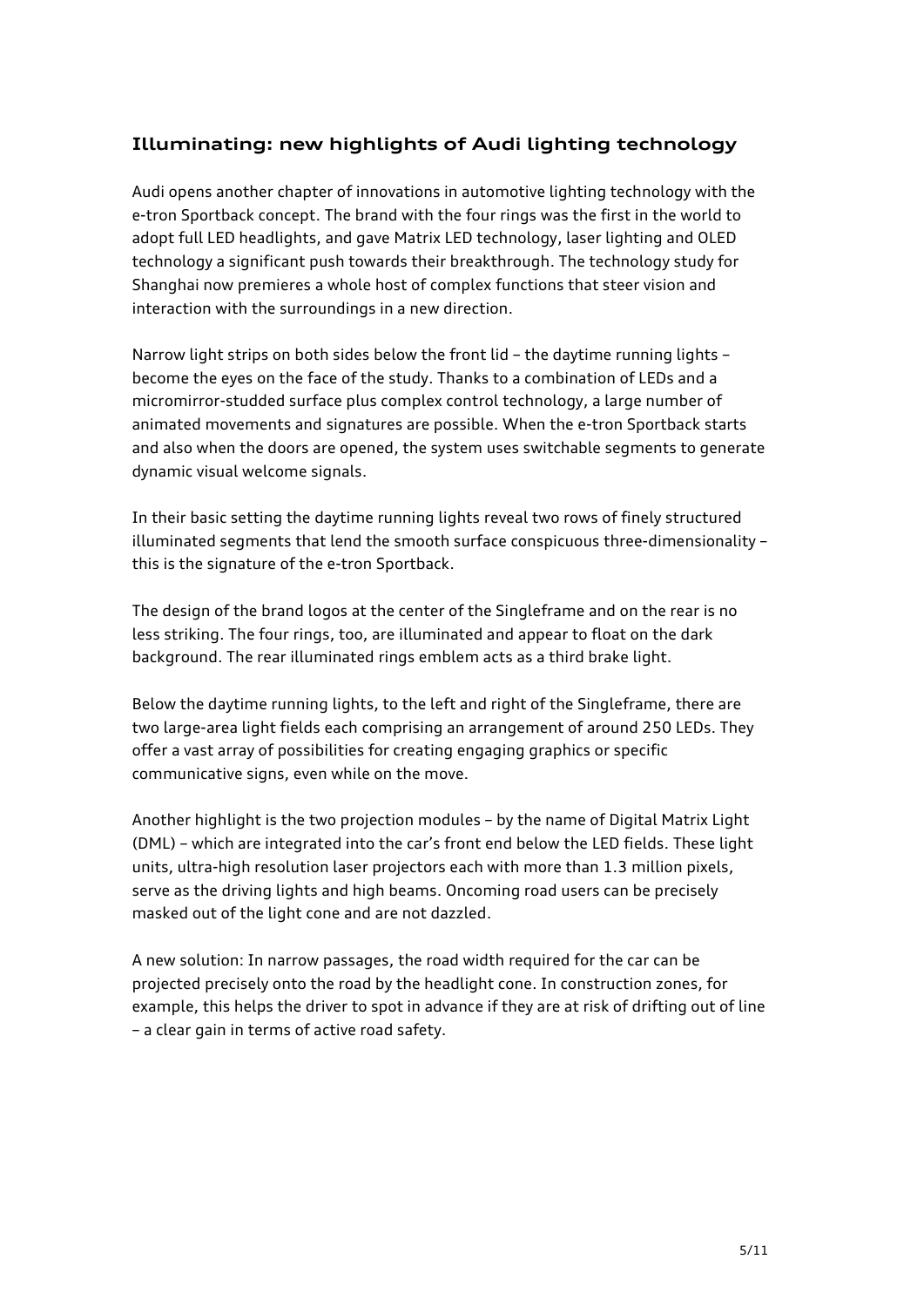## Illuminating: new highlights of Audi lighting technology

Audi opens another chapter of innovations in automotive lighting technology with the e-tron Sportback concept. The brand with the four rings was the first in the world to adopt full LED headlights, and gave Matrix LED technology, laser lighting and OLED technology a significant push towards their breakthrough. The technology study for Shanghai now premieres a whole host of complex functions that steer vision and interaction with the surroundings in a new direction.

Narrow light strips on both sides below the front lid – the daytime running lights – become the eyes on the face of the study. Thanks to a combination of LEDs and a micromirror-studded surface plus complex control technology, a large number of animated movements and signatures are possible. When the e-tron Sportback starts and also when the doors are opened, the system uses switchable segments to generate dynamic visual welcome signals.

In their basic setting the daytime running lights reveal two rows of finely structured illuminated segments that lend the smooth surface conspicuous three-dimensionality – this is the signature of the e-tron Sportback.

The design of the brand logos at the center of the Singleframe and on the rear is no less striking. The four rings, too, are illuminated and appear to float on the dark background. The rear illuminated rings emblem acts as a third brake light.

Below the daytime running lights, to the left and right of the Singleframe, there are two large-area light fields each comprising an arrangement of around 250 LEDs. They offer a vast array of possibilities for creating engaging graphics or specific communicative signs, even while on the move.

Another highlight is the two projection modules – by the name of Digital Matrix Light (DML) – which are integrated into the car's front end below the LED fields. These light units, ultra-high resolution laser projectors each with more than 1.3 million pixels, serve as the driving lights and high beams. Oncoming road users can be precisely masked out of the light cone and are not dazzled.

A new solution: In narrow passages, the road width required for the car can be projected precisely onto the road by the headlight cone. In construction zones, for example, this helps the driver to spot in advance if they are at risk of drifting out of line – a clear gain in terms of active road safety.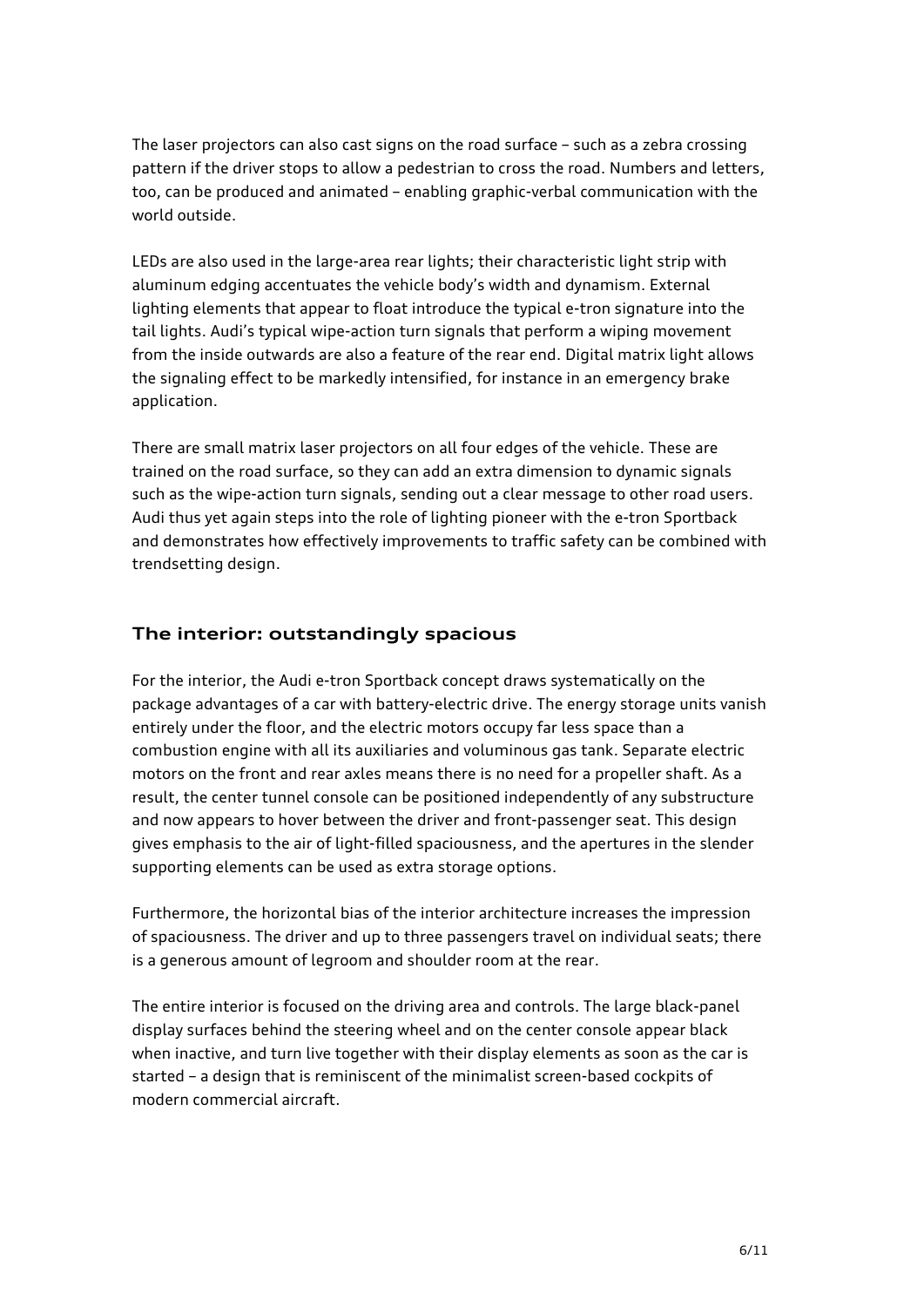The laser projectors can also cast signs on the road surface – such as a zebra crossing pattern if the driver stops to allow a pedestrian to cross the road. Numbers and letters, too, can be produced and animated – enabling graphic-verbal communication with the world outside.

LEDs are also used in the large-area rear lights; their characteristic light strip with aluminum edging accentuates the vehicle body's width and dynamism. External lighting elements that appear to float introduce the typical e-tron signature into the tail lights. Audi's typical wipe-action turn signals that perform a wiping movement from the inside outwards are also a feature of the rear end. Digital matrix light allows the signaling effect to be markedly intensified, for instance in an emergency brake application.

There are small matrix laser projectors on all four edges of the vehicle. These are trained on the road surface, so they can add an extra dimension to dynamic signals such as the wipe-action turn signals, sending out a clear message to other road users. Audi thus yet again steps into the role of lighting pioneer with the e-tron Sportback and demonstrates how effectively improvements to traffic safety can be combined with trendsetting design.

## The interior: outstandingly spacious

For the interior, the Audi e-tron Sportback concept draws systematically on the package advantages of a car with battery-electric drive. The energy storage units vanish entirely under the floor, and the electric motors occupy far less space than a combustion engine with all its auxiliaries and voluminous gas tank. Separate electric motors on the front and rear axles means there is no need for a propeller shaft. As a result, the center tunnel console can be positioned independently of any substructure and now appears to hover between the driver and front-passenger seat. This design gives emphasis to the air of light-filled spaciousness, and the apertures in the slender supporting elements can be used as extra storage options.

Furthermore, the horizontal bias of the interior architecture increases the impression of spaciousness. The driver and up to three passengers travel on individual seats; there is a generous amount of legroom and shoulder room at the rear.

The entire interior is focused on the driving area and controls. The large black-panel display surfaces behind the steering wheel and on the center console appear black when inactive, and turn live together with their display elements as soon as the car is started – a design that is reminiscent of the minimalist screen-based cockpits of modern commercial aircraft.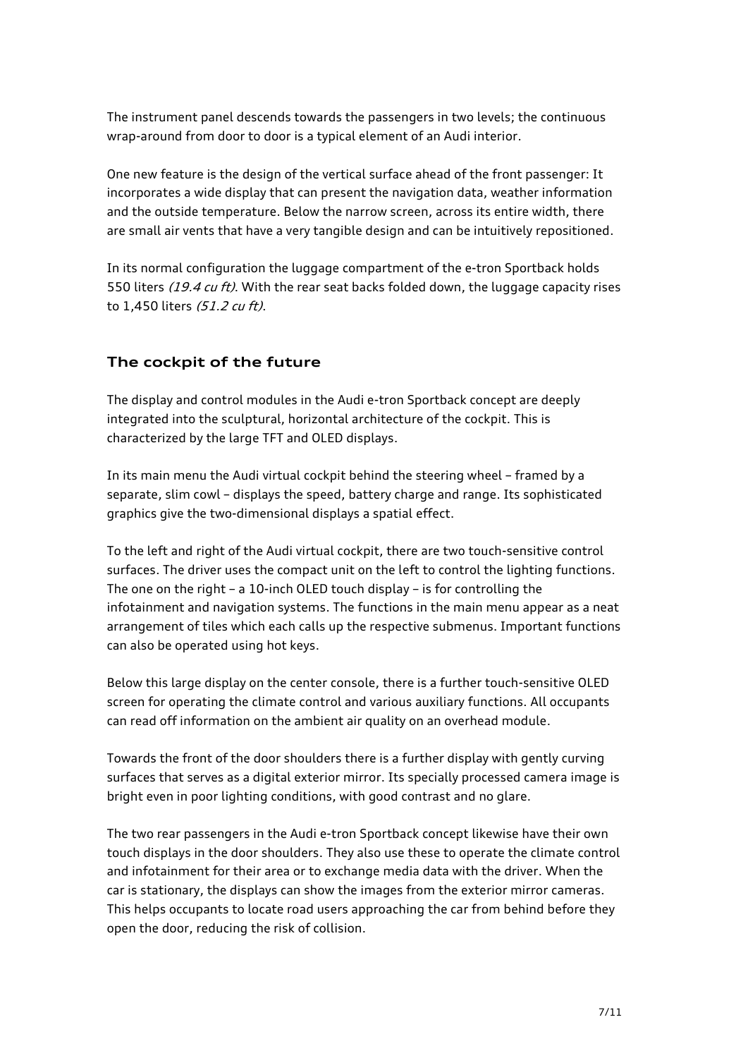The instrument panel descends towards the passengers in two levels; the continuous wrap-around from door to door is a typical element of an Audi interior.

One new feature is the design of the vertical surface ahead of the front passenger: It incorporates a wide display that can present the navigation data, weather information and the outside temperature. Below the narrow screen, across its entire width, there are small air vents that have a very tangible design and can be intuitively repositioned.

In its normal configuration the luggage compartment of the e-tron Sportback holds 550 liters *(19.4 cu ft)*. With the rear seat backs folded down, the luggage capacity rises to 1,450 liters *(51.2 cu ft)*.

## The cockpit of the future

The display and control modules in the Audi e-tron Sportback concept are deeply integrated into the sculptural, horizontal architecture of the cockpit. This is characterized by the large TFT and OLED displays.

In its main menu the Audi virtual cockpit behind the steering wheel – framed by a separate, slim cowl – displays the speed, battery charge and range. Its sophisticated graphics give the two-dimensional displays a spatial effect.

To the left and right of the Audi virtual cockpit, there are two touch-sensitive control surfaces. The driver uses the compact unit on the left to control the lighting functions. The one on the right – a 10-inch OLED touch display – is for controlling the infotainment and navigation systems. The functions in the main menu appear as a neat arrangement of tiles which each calls up the respective submenus. Important functions can also be operated using hot keys.

Below this large display on the center console, there is a further touch-sensitive OLED screen for operating the climate control and various auxiliary functions. All occupants can read off information on the ambient air quality on an overhead module.

Towards the front of the door shoulders there is a further display with gently curving surfaces that serves as a digital exterior mirror. Its specially processed camera image is bright even in poor lighting conditions, with good contrast and no glare.

The two rear passengers in the Audi e-tron Sportback concept likewise have their own touch displays in the door shoulders. They also use these to operate the climate control and infotainment for their area or to exchange media data with the driver. When the car is stationary, the displays can show the images from the exterior mirror cameras. This helps occupants to locate road users approaching the car from behind before they open the door, reducing the risk of collision.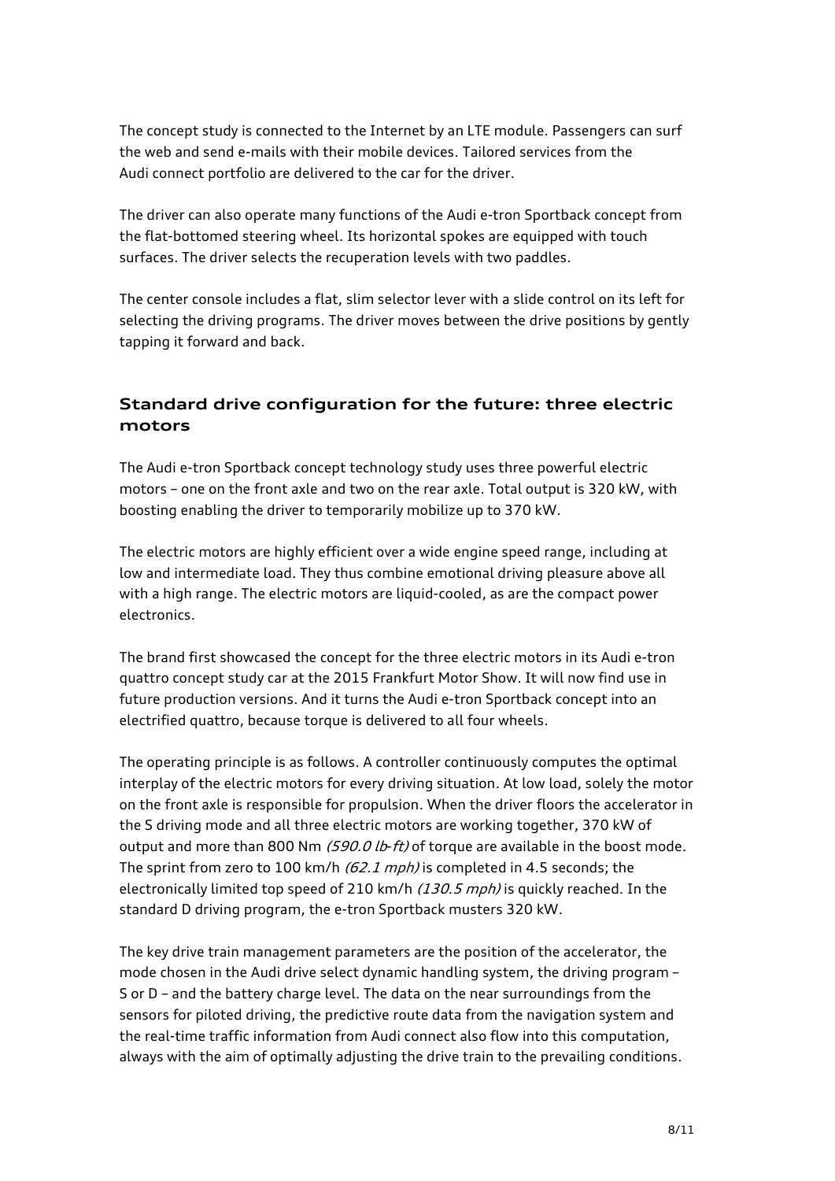The concept study is connected to the Internet by an LTE module. Passengers can surf the web and send e-mails with their mobile devices. Tailored services from the Audi connect portfolio are delivered to the car for the driver.

The driver can also operate many functions of the Audi e-tron Sportback concept from the flat-bottomed steering wheel. Its horizontal spokes are equipped with touch surfaces. The driver selects the recuperation levels with two paddles.

The center console includes a flat, slim selector lever with a slide control on its left for selecting the driving programs. The driver moves between the drive positions by gently tapping it forward and back.

## Standard drive configuration for the future: three electric motors

The Audi e-tron Sportback concept technology study uses three powerful electric motors – one on the front axle and two on the rear axle. Total output is 320 kW, with boosting enabling the driver to temporarily mobilize up to 370 kW.

The electric motors are highly efficient over a wide engine speed range, including at low and intermediate load. They thus combine emotional driving pleasure above all with a high range. The electric motors are liquid-cooled, as are the compact power electronics.

The brand first showcased the concept for the three electric motors in its Audi e-tron quattro concept study car at the 2015 Frankfurt Motor Show. It will now find use in future production versions. And it turns the Audi e-tron Sportback concept into an electrified quattro, because torque is delivered to all four wheels.

The operating principle is as follows. A controller continuously computes the optimal interplay of the electric motors for every driving situation. At low load, solely the motor on the front axle is responsible for propulsion. When the driver floors the accelerator in the S driving mode and all three electric motors are working together, 370 kW of output and more than 800 Nm *(590.0 lb-ft)* of torque are available in the boost mode. The sprint from zero to 100 km/h *(62.1 mph)* is completed in 4.5 seconds; the electronically limited top speed of 210 km/h *(130.5 mph)* is quickly reached. In the standard D driving program, the e-tron Sportback musters 320 kW.

The key drive train management parameters are the position of the accelerator, the mode chosen in the Audi drive select dynamic handling system, the driving program – S or D – and the battery charge level. The data on the near surroundings from the sensors for piloted driving, the predictive route data from the navigation system and the real-time traffic information from Audi connect also flow into this computation, always with the aim of optimally adjusting the drive train to the prevailing conditions.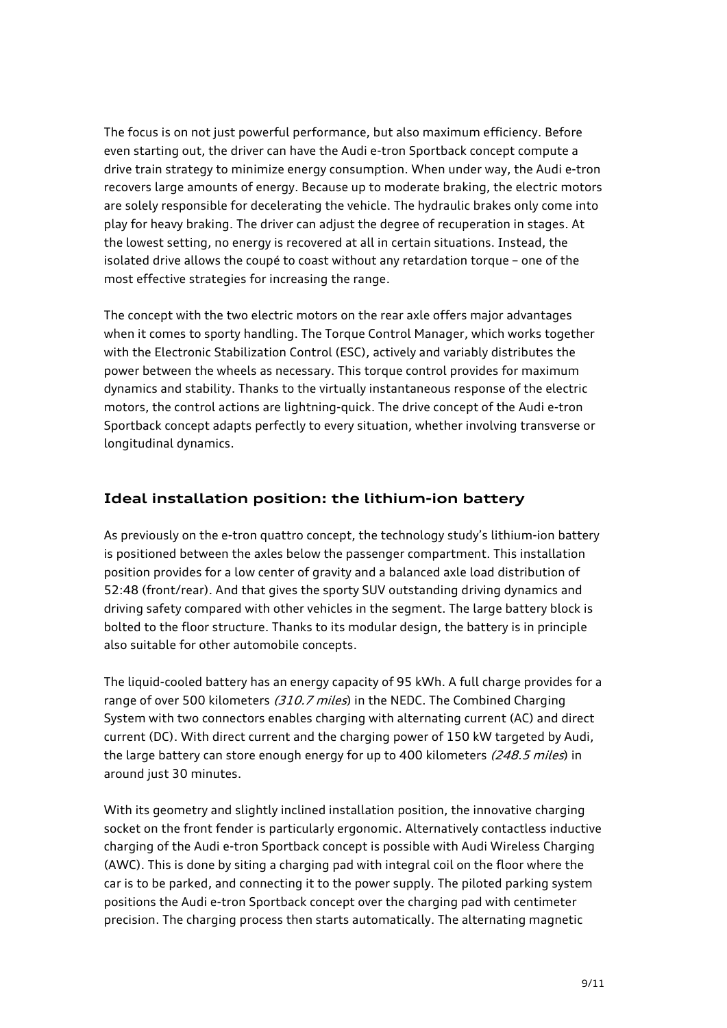The focus is on not just powerful performance, but also maximum efficiency. Before even starting out, the driver can have the Audi e-tron Sportback concept compute a drive train strategy to minimize energy consumption. When under way, the Audi e-tron recovers large amounts of energy. Because up to moderate braking, the electric motors are solely responsible for decelerating the vehicle. The hydraulic brakes only come into play for heavy braking. The driver can adjust the degree of recuperation in stages. At the lowest setting, no energy is recovered at all in certain situations. Instead, the isolated drive allows the coupé to coast without any retardation torque – one of the most effective strategies for increasing the range.

The concept with the two electric motors on the rear axle offers major advantages when it comes to sporty handling. The Torque Control Manager, which works together with the Electronic Stabilization Control (ESC), actively and variably distributes the power between the wheels as necessary. This torque control provides for maximum dynamics and stability. Thanks to the virtually instantaneous response of the electric motors, the control actions are lightning-quick. The drive concept of the Audi e-tron Sportback concept adapts perfectly to every situation, whether involving transverse or longitudinal dynamics.

## Ideal installation position: the lithium-ion battery

As previously on the e-tron quattro concept, the technology study's lithium-ion battery is positioned between the axles below the passenger compartment. This installation position provides for a low center of gravity and a balanced axle load distribution of 52:48 (front/rear). And that gives the sporty SUV outstanding driving dynamics and driving safety compared with other vehicles in the segment. The large battery block is bolted to the floor structure. Thanks to its modular design, the battery is in principle also suitable for other automobile concepts.

The liquid-cooled battery has an energy capacity of 95 kWh. A full charge provides for a range of over 500 kilometers *(310.7 miles*) in the NEDC. The Combined Charging System with two connectors enables charging with alternating current (AC) and direct current (DC). With direct current and the charging power of 150 kW targeted by Audi, the large battery can store enough energy for up to 400 kilometers *(248.5 miles*) in around just 30 minutes.

With its geometry and slightly inclined installation position, the innovative charging socket on the front fender is particularly ergonomic. Alternatively contactless inductive charging of the Audi e-tron Sportback concept is possible with Audi Wireless Charging (AWC). This is done by siting a charging pad with integral coil on the floor where the car is to be parked, and connecting it to the power supply. The piloted parking system positions the Audi e-tron Sportback concept over the charging pad with centimeter precision. The charging process then starts automatically. The alternating magnetic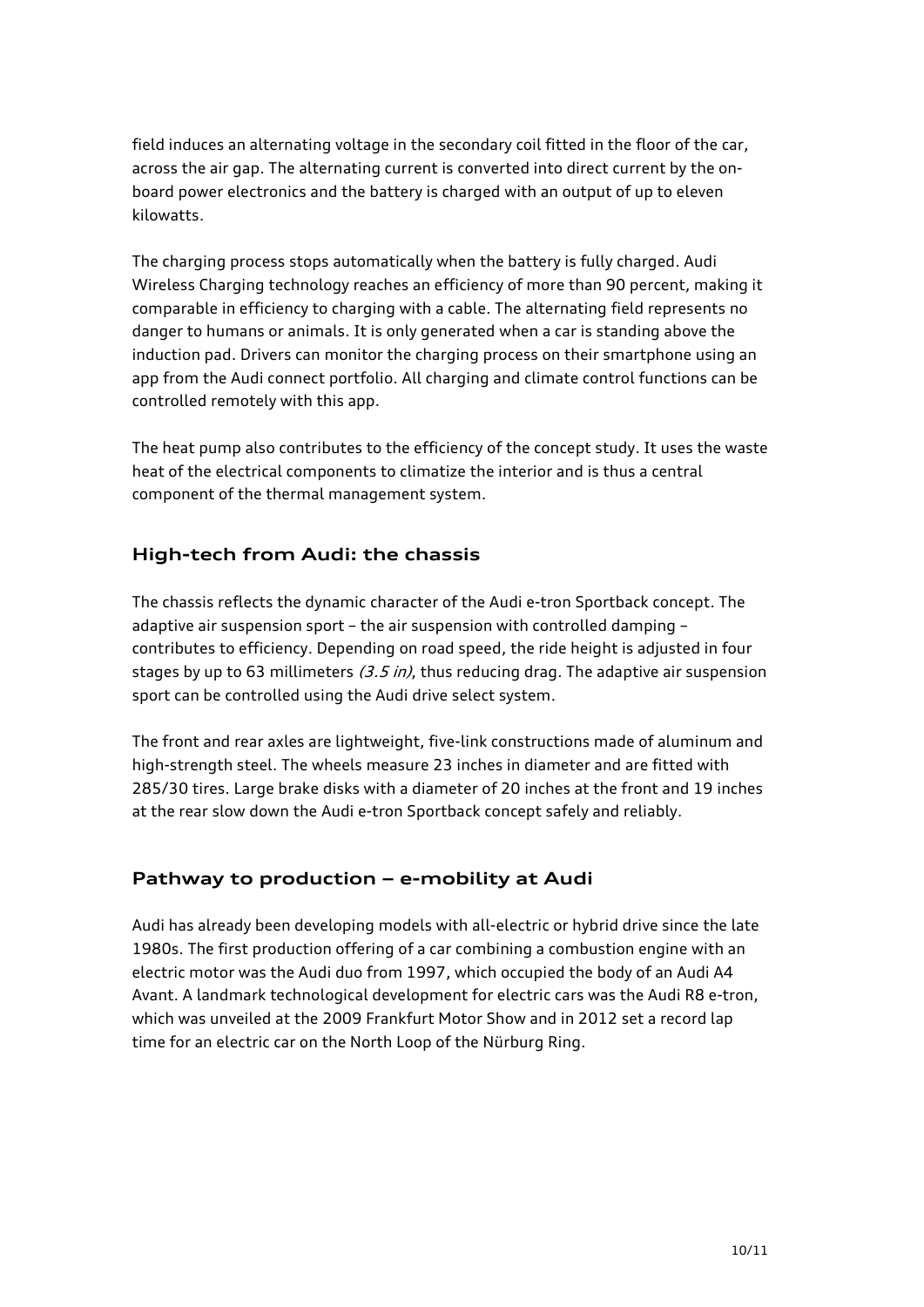field induces an alternating voltage in the secondary coil fitted in the floor of the car, across the air gap. The alternating current is converted into direct current by the on-board power electronics and the battery is charged with an output of up to eleven kilowatts.

The charging process stops automatically when the battery is fully charged. Audi Wireless Charging technology reaches an efficiency of more than 90 percent, making it comparable in efficiency to charging with a cable. The alternating field represents no danger to humans or animals. It is only generated when a car is standing above the induction pad. Drivers can monitor the charging process on their smartphone using an app from the Audi connect portfolio. All charging and climate control functions can be controlled remotely with this app.

The heat pump also contributes to the efficiency of the concept study. It uses the waste heat of the electrical components to climatize the interior and is thus a central component of the thermal management system.

## High-tech from Audi: the chassis

The chassis reflects the dynamic character of the Audi e-tron Sportback concept. The adaptive air suspension sport – the air suspension with controlled damping – contributes to efficiency. Depending on road speed, the ride height is adjusted in four stages by up to 63 millimeters *(3.5 in)*, thus reducing drag. The adaptive air suspension sport can be controlled using the Audi drive select system.

The front and rear axles are lightweight, five-link constructions made of aluminum and high-strength steel. The wheels measure 23 inches in diameter and are fitted with 285/30 tires. Large brake disks with a diameter of 20 inches at the front and 19 inches at the rear slow down the Audi e-tron Sportback concept safely and reliably.

## Pathway to production – e-mobility at Audi

Audi has already been developing models with all-electric or hybrid drive since the late 1980s. The first production offering of a car combining a combustion engine with an electric motor was the Audi duo from 1997, which occupied the body of an Audi A4 Avant. A landmark technological development for electric cars was the Audi R8 e-tron, which was unveiled at the 2009 Frankfurt Motor Show and in 2012 set a record lap time for an electric car on the North Loop of the Nürburg Ring.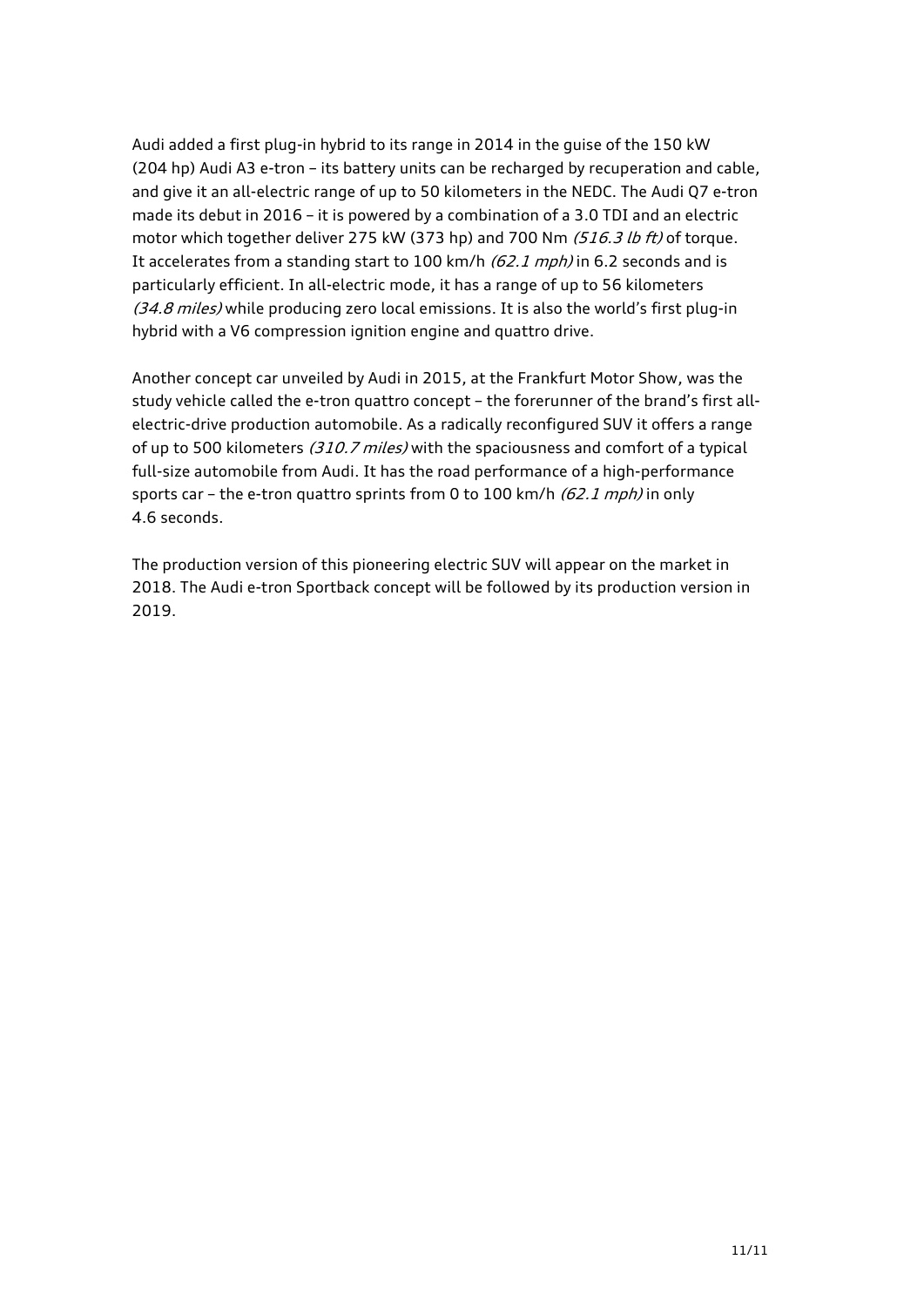Audi added a first plug-in hybrid to its range in 2014 in the guise of the 150 kW (204 hp) Audi A3 e-tron – its battery units can be recharged by recuperation and cable, and give it an all-electric range of up to 50 kilometers in the NEDC. The Audi Q7 e-tron made its debut in 2016 – it is powered by a combination of a 3.0 TDI and an electric motor which together deliver 275 kW (373 hp) and 700 Nm *(516.3 lb ft)* of torque. It accelerates from a standing start to 100 km/h *(62.1 mph)* in 6.2 seconds and is particularly efficient. In all-electric mode, it has a range of up to 56 kilometers *(34.8 miles)* while producing zero local emissions. It is also the world's first plug-in hybrid with a V6 compression ignition engine and quattro drive.

Another concept car unveiled by Audi in 2015, at the Frankfurt Motor Show, was the study vehicle called the e-tron quattro concept – the forerunner of the brand's first all-electric-drive production automobile. As a radically reconfigured SUV it offers a range of up to 500 kilometers *(310.7 miles)* with the spaciousness and comfort of a typical full-size automobile from Audi. It has the road performance of a high-performance sports car – the e-tron quattro sprints from 0 to 100 km/h *(62.1 mph)* in only 4.6 seconds.

The production version of this pioneering electric SUV will appear on the market in 2018. The Audi e-tron Sportback concept will be followed by its production version in 2019.